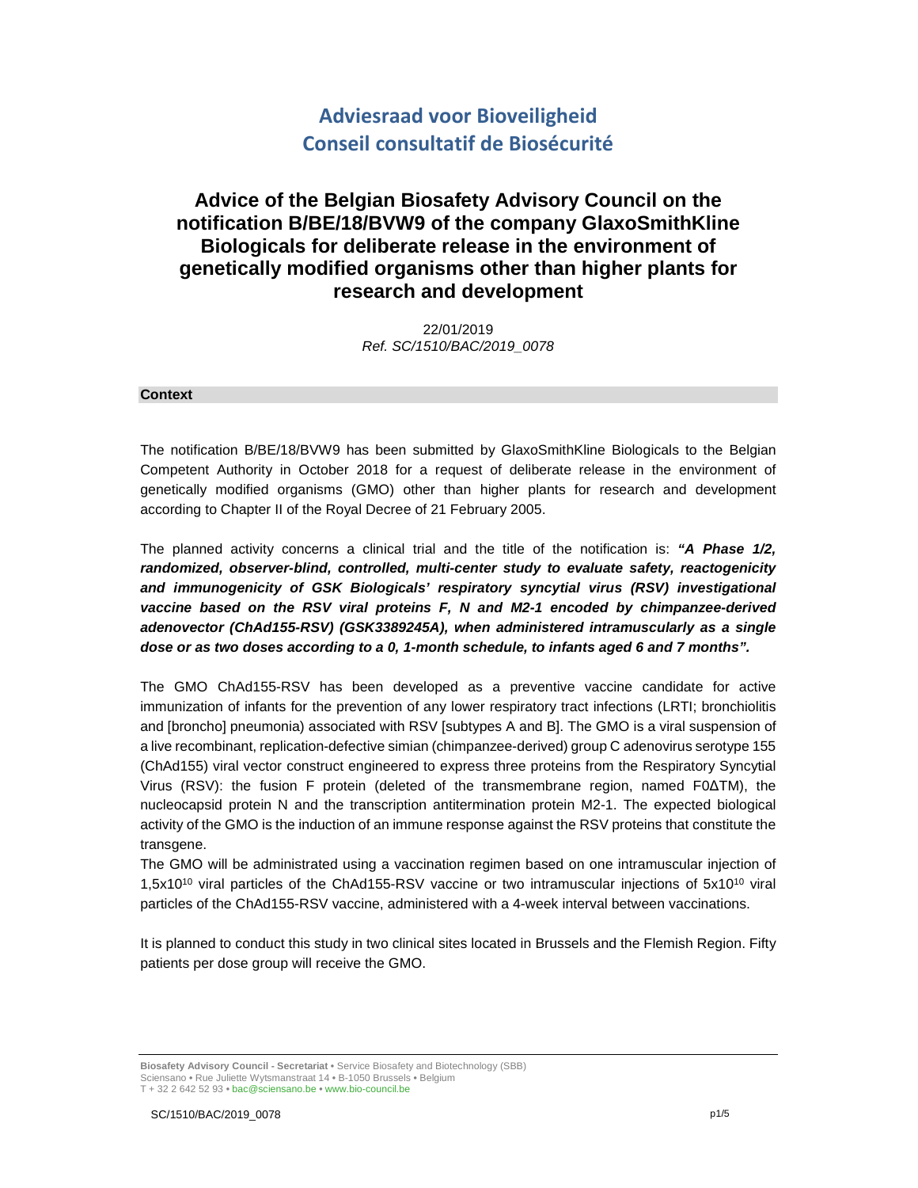# Adviesraad voor Bioveiligheid
# Conseil consultatif de Biosécurité

## Advice of the Belgian Biosafety Advisory Council on the notification B/BE/18/BVW9 of the company GlaxoSmithKline Biologicals for deliberate release in the environment of genetically modified organisms other than higher plants for research and development

22/01/2019

*Ref. SC/1510/BAC/2019_0078*

### Context

The notification B/BE/18/BVW9 has been submitted by GlaxoSmithKline Biologicals to the Belgian Competent Authority in October 2018 for a request of deliberate release in the environment of genetically modified organisms (GMO) other than higher plants for research and development according to Chapter II of the Royal Decree of 21 February 2005.

The planned activity concerns a clinical trial and the title of the notification is: ***"A Phase 1/2, randomized, observer-blind, controlled, multi-center study to evaluate safety, reactogenicity and immunogenicity of GSK Biologicals' respiratory syncytial virus (RSV) investigational vaccine based on the RSV viral proteins F, N and M2-1 encoded by chimpanzee-derived adenovector (ChAd155-RSV) (GSK3389245A), when administered intramuscularly as a single dose or as two doses according to a 0, 1-month schedule, to infants aged 6 and 7 months".***

The GMO ChAd155-RSV has been developed as a preventive vaccine candidate for active immunization of infants for the prevention of any lower respiratory tract infections (LRTI; bronchiolitis and [broncho] pneumonia) associated with RSV [subtypes A and B]. The GMO is a viral suspension of a live recombinant, replication-defective simian (chimpanzee-derived) group C adenovirus serotype 155 (ChAd155) viral vector construct engineered to express three proteins from the Respiratory Syncytial Virus (RSV): the fusion F protein (deleted of the transmembrane region, named F0ΔTM), the nucleocapsid protein N and the transcription antitermination protein M2-1. The expected biological activity of the GMO is the induction of an immune response against the RSV proteins that constitute the transgene.

The GMO will be administrated using a vaccination regimen based on one intramuscular injection of $1,5x10^{10}$ viral particles of the ChAd155-RSV vaccine or two intramuscular injections of $5x10^{10}$ viral particles of the ChAd155-RSV vaccine, administered with a 4-week interval between vaccinations.

It is planned to conduct this study in two clinical sites located in Brussels and the Flemish Region. Fifty patients per dose group will receive the GMO.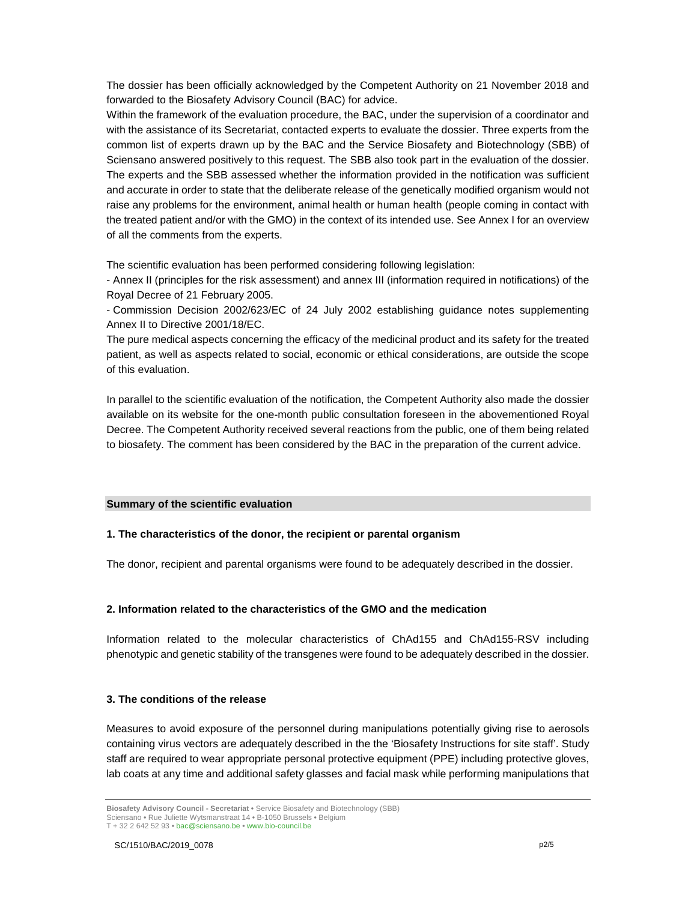The dossier has been officially acknowledged by the Competent Authority on 21 November 2018 and forwarded to the Biosafety Advisory Council (BAC) for advice.
Within the framework of the evaluation procedure, the BAC, under the supervision of a coordinator and with the assistance of its Secretariat, contacted experts to evaluate the dossier. Three experts from the common list of experts drawn up by the BAC and the Service Biosafety and Biotechnology (SBB) of Sciensano answered positively to this request. The SBB also took part in the evaluation of the dossier. The experts and the SBB assessed whether the information provided in the notification was sufficient and accurate in order to state that the deliberate release of the genetically modified organism would not raise any problems for the environment, animal health or human health (people coming in contact with the treated patient and/or with the GMO) in the context of its intended use. See Annex I for an overview of all the comments from the experts.

The scientific evaluation has been performed considering following legislation:
- Annex II (principles for the risk assessment) and annex III (information required in notifications) of the Royal Decree of 21 February 2005.
- Commission Decision 2002/623/EC of 24 July 2002 establishing guidance notes supplementing Annex II to Directive 2001/18/EC.

The pure medical aspects concerning the efficacy of the medicinal product and its safety for the treated patient, as well as aspects related to social, economic or ethical considerations, are outside the scope of this evaluation.

In parallel to the scientific evaluation of the notification, the Competent Authority also made the dossier available on its website for the one-month public consultation foreseen in the abovementioned Royal Decree. The Competent Authority received several reactions from the public, one of them being related to biosafety. The comment has been considered by the BAC in the preparation of the current advice.

## Summary of the scientific evaluation

### 1. The characteristics of the donor, the recipient or parental organism

The donor, recipient and parental organisms were found to be adequately described in the dossier.

### 2. Information related to the characteristics of the GMO and the medication

Information related to the molecular characteristics of ChAd155 and ChAd155-RSV including phenotypic and genetic stability of the transgenes were found to be adequately described in the dossier.

### 3. The conditions of the release

Measures to avoid exposure of the personnel during manipulations potentially giving rise to aerosols containing virus vectors are adequately described in the the 'Biosafety Instructions for site staff'. Study staff are required to wear appropriate personal protective equipment (PPE) including protective gloves, lab coats at any time and additional safety glasses and facial mask while performing manipulations that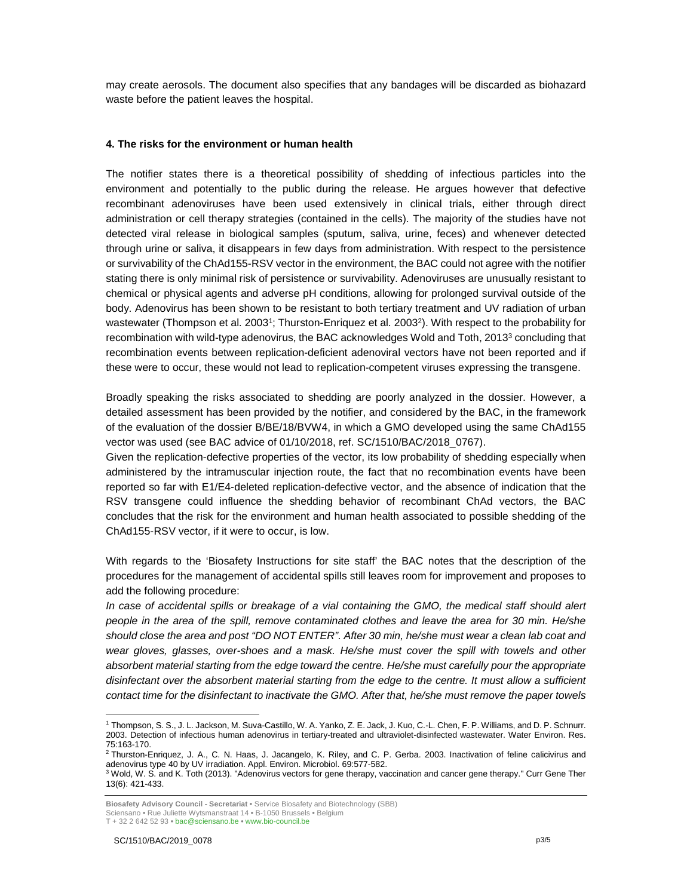may create aerosols. The document also specifies that any bandages will be discarded as biohazard waste before the patient leaves the hospital.

#### 4. The risks for the environment or human health

The notifier states there is a theoretical possibility of shedding of infectious particles into the environment and potentially to the public during the release. He argues however that defective recombinant adenoviruses have been used extensively in clinical trials, either through direct administration or cell therapy strategies (contained in the cells). The majority of the studies have not detected viral release in biological samples (sputum, saliva, urine, feces) and whenever detected through urine or saliva, it disappears in few days from administration. With respect to the persistence or survivability of the ChAd155-RSV vector in the environment, the BAC could not agree with the notifier stating there is only minimal risk of persistence or survivability. Adenoviruses are unusually resistant to chemical or physical agents and adverse pH conditions, allowing for prolonged survival outside of the body. Adenovirus has been shown to be resistant to both tertiary treatment and UV radiation of urban wastewater (Thompson et al. 2003[1]; Thurston-Enriquez et al. 2003[2]). With respect to the probability for recombination with wild-type adenovirus, the BAC acknowledges Wold and Toth, 2013[3] concluding that recombination events between replication-deficient adenoviral vectors have not been reported and if these were to occur, these would not lead to replication-competent viruses expressing the transgene.

Broadly speaking the risks associated to shedding are poorly analyzed in the dossier. However, a detailed assessment has been provided by the notifier, and considered by the BAC, in the framework of the evaluation of the dossier B/BE/18/BVW4, in which a GMO developed using the same ChAd155 vector was used (see BAC advice of 01/10/2018, ref. SC/1510/BAC/2018_0767).

Given the replication-defective properties of the vector, its low probability of shedding especially when administered by the intramuscular injection route, the fact that no recombination events have been reported so far with E1/E4-deleted replication-defective vector, and the absence of indication that the RSV transgene could influence the shedding behavior of recombinant ChAd vectors, the BAC concludes that the risk for the environment and human health associated to possible shedding of the ChAd155-RSV vector, if it were to occur, is low.

With regards to the 'Biosafety Instructions for site staff' the BAC notes that the description of the procedures for the management of accidental spills still leaves room for improvement and proposes to add the following procedure:

*In case of accidental spills or breakage of a vial containing the GMO, the medical staff should alert people in the area of the spill, remove contaminated clothes and leave the area for 30 min. He/she should close the area and post "DO NOT ENTER". After 30 min, he/she must wear a clean lab coat and wear gloves, glasses, over-shoes and a mask. He/she must cover the spill with towels and other absorbent material starting from the edge toward the centre. He/she must carefully pour the appropriate disinfectant over the absorbent material starting from the edge to the centre. It must allow a sufficient contact time for the disinfectant to inactivate the GMO. After that, he/she must remove the paper towels*

---

[1] Thompson, S. S., J. L. Jackson, M. Suva-Castillo, W. A. Yanko, Z. E. Jack, J. Kuo, C.-L. Chen, F. P. Williams, and D. P. Schnurr. 2003. Detection of infectious human adenovirus in tertiary-treated and ultraviolet-disinfected wastewater. Water Environ. Res. 75:163-170.

[2] Thurston-Enriquez, J. A., C. N. Haas, J. Jacangelo, K. Riley, and C. P. Gerba. 2003. Inactivation of feline calicivirus and adenovirus type 40 by UV irradiation. Appl. Environ. Microbiol. 69:577-582.

[3] Wold, W. S. and K. Toth (2013). "Adenovirus vectors for gene therapy, vaccination and cancer gene therapy." Curr Gene Ther 13(6): 421-433.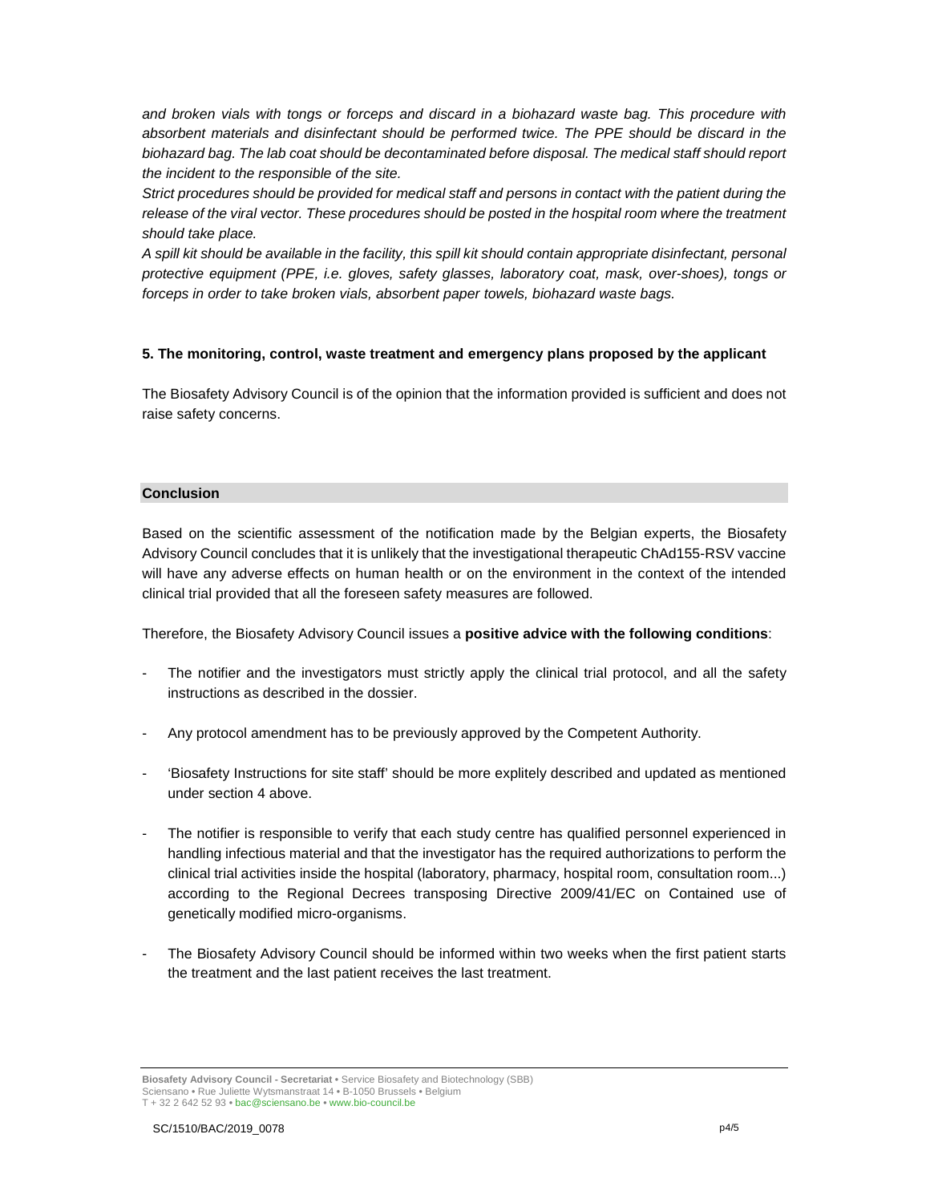*and broken vials with tongs or forceps and discard in a biohazard waste bag. This procedure with absorbent materials and disinfectant should be performed twice. The PPE should be discard in the biohazard bag. The lab coat should be decontaminated before disposal. The medical staff should report the incident to the responsible of the site.*

*Strict procedures should be provided for medical staff and persons in contact with the patient during the release of the viral vector. These procedures should be posted in the hospital room where the treatment should take place.*

*A spill kit should be available in the facility, this spill kit should contain appropriate disinfectant, personal protective equipment (PPE, i.e. gloves, safety glasses, laboratory coat, mask, over-shoes), tongs or forceps in order to take broken vials, absorbent paper towels, biohazard waste bags.*

**5. The monitoring, control, waste treatment and emergency plans proposed by the applicant**

The Biosafety Advisory Council is of the opinion that the information provided is sufficient and does not raise safety concerns.

## Conclusion

Based on the scientific assessment of the notification made by the Belgian experts, the Biosafety Advisory Council concludes that it is unlikely that the investigational therapeutic ChAd155-RSV vaccine will have any adverse effects on human health or on the environment in the context of the intended clinical trial provided that all the foreseen safety measures are followed.

Therefore, the Biosafety Advisory Council issues a **positive advice with the following conditions**:

- The notifier and the investigators must strictly apply the clinical trial protocol, and all the safety instructions as described in the dossier.
- Any protocol amendment has to be previously approved by the Competent Authority.
- 'Biosafety Instructions for site staff' should be more explitely described and updated as mentioned under section 4 above.
- The notifier is responsible to verify that each study centre has qualified personnel experienced in handling infectious material and that the investigator has the required authorizations to perform the clinical trial activities inside the hospital (laboratory, pharmacy, hospital room, consultation room...) according to the Regional Decrees transposing Directive 2009/41/EC on Contained use of genetically modified micro-organisms.
- The Biosafety Advisory Council should be informed within two weeks when the first patient starts the treatment and the last patient receives the last treatment.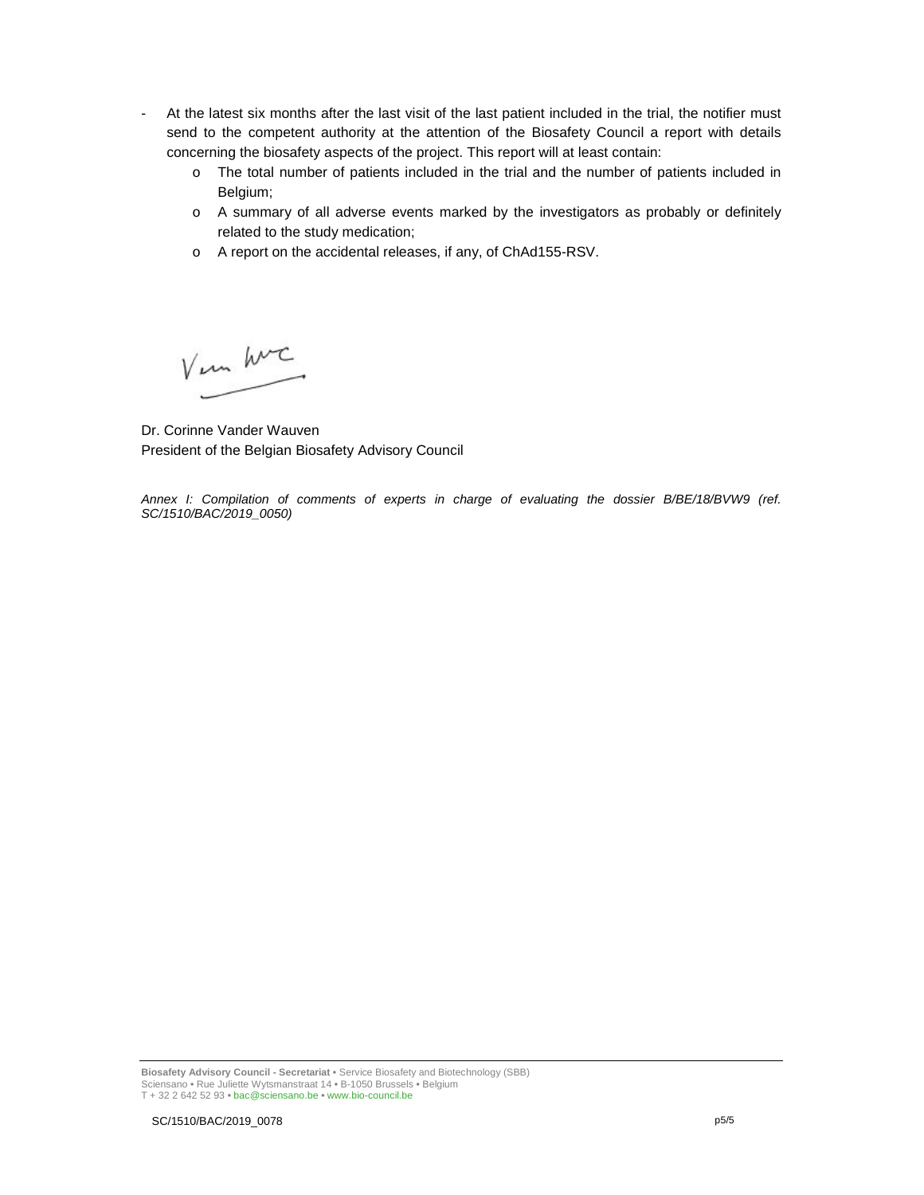- At the latest six months after the last visit of the last patient included in the trial, the notifier must send to the competent authority at the attention of the Biosafety Council a report with details concerning the biosafety aspects of the project. This report will at least contain:
    - The total number of patients included in the trial and the number of patients included in Belgium;
    - A summary of all adverse events marked by the investigators as probably or definitely related to the study medication;
    - A report on the accidental releases, if any, of ChAd155-RSV.

Dr. Corinne Vander Wauven
President of the Belgian Biosafety Advisory Council

*Annex I: Compilation of comments of experts in charge of evaluating the dossier B/BE/18/BVW9 (ref. SC/1510/BAC/2019_0050)*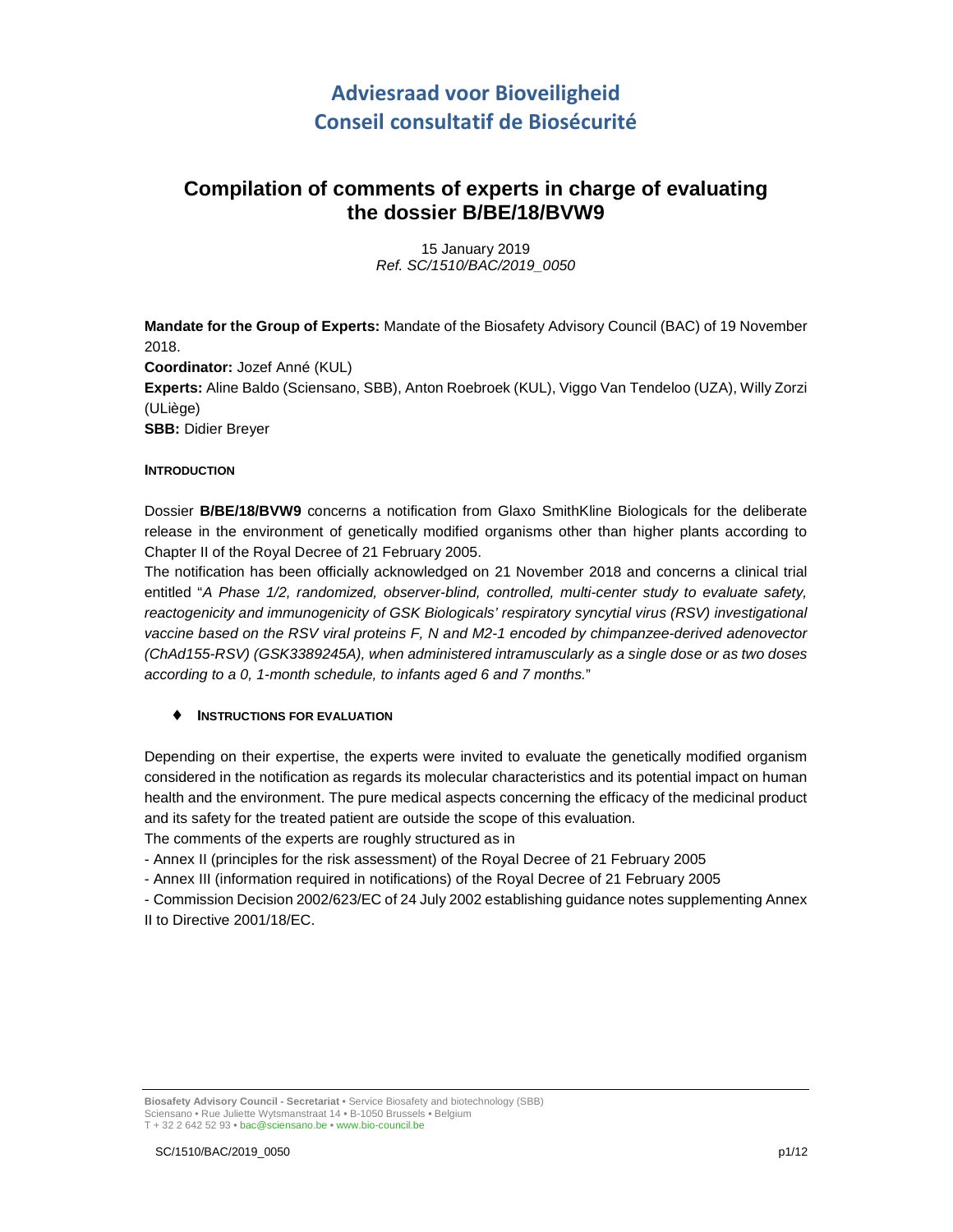# Adviesraad voor Bioveiligheid
# Conseil consultatif de Biosécurité

## Compilation of comments of experts in charge of evaluating the dossier B/BE/18/BVW9

15 January 2019
*Ref. SC/1510/BAC/2019_0050*

**Mandate for the Group of Experts:** Mandate of the Biosafety Advisory Council (BAC) of 19 November 2018.
**Coordinator:** Jozef Anné (KUL)
**Experts:** Aline Baldo (Sciensano, SBB), Anton Roebroek (KUL), Viggo Van Tendeloo (UZA), Willy Zorzi (ULiège)
**SBB:** Didier Breyer

**INTRODUCTION**

Dossier **B/BE/18/BVW9** concerns a notification from Glaxo SmithKline Biologicals for the deliberate release in the environment of genetically modified organisms other than higher plants according to Chapter II of the Royal Decree of 21 February 2005.
The notification has been officially acknowledged on 21 November 2018 and concerns a clinical trial entitled "*A Phase 1/2, randomized, observer-blind, controlled, multi-center study to evaluate safety, reactogenicity and immunogenicity of GSK Biologicals' respiratory syncytial virus (RSV) investigational vaccine based on the RSV viral proteins F, N and M2-1 encoded by chimpanzee-derived adenovector (ChAd155-RSV) (GSK3389245A), when administered intramuscularly as a single dose or as two doses according to a 0, 1-month schedule, to infants aged 6 and 7 months.*"

- **INSTRUCTIONS FOR EVALUATION**

Depending on their expertise, the experts were invited to evaluate the genetically modified organism considered in the notification as regards its molecular characteristics and its potential impact on human health and the environment. The pure medical aspects concerning the efficacy of the medicinal product and its safety for the treated patient are outside the scope of this evaluation.
The comments of the experts are roughly structured as in

- Annex II (principles for the risk assessment) of the Royal Decree of 21 February 2005
- Annex III (information required in notifications) of the Royal Decree of 21 February 2005
- Commission Decision 2002/623/EC of 24 July 2002 establishing guidance notes supplementing Annex II to Directive 2001/18/EC.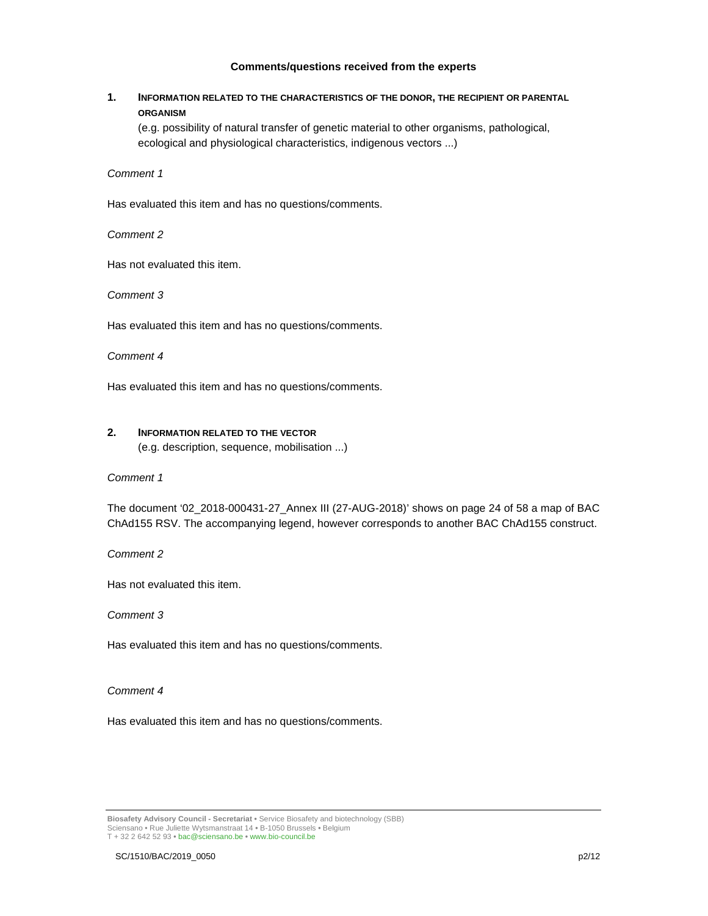**Comments/questions received from the experts**

## 1. INFORMATION RELATED TO THE CHARACTERISTICS OF THE DONOR, THE RECIPIENT OR PARENTAL ORGANISM

(e.g. possibility of natural transfer of genetic material to other organisms, pathological, ecological and physiological characteristics, indigenous vectors ...)

*Comment 1*

Has evaluated this item and has no questions/comments.

*Comment 2*

Has not evaluated this item.

*Comment 3*

Has evaluated this item and has no questions/comments.

*Comment 4*

Has evaluated this item and has no questions/comments.

## 2. INFORMATION RELATED TO THE VECTOR

(e.g. description, sequence, mobilisation ...)

*Comment 1*

The document '02_2018-000431-27_Annex III (27-AUG-2018)' shows on page 24 of 58 a map of BAC ChAd155 RSV. The accompanying legend, however corresponds to another BAC ChAd155 construct.

*Comment 2*

Has not evaluated this item.

*Comment 3*

Has evaluated this item and has no questions/comments.

*Comment 4*

Has evaluated this item and has no questions/comments.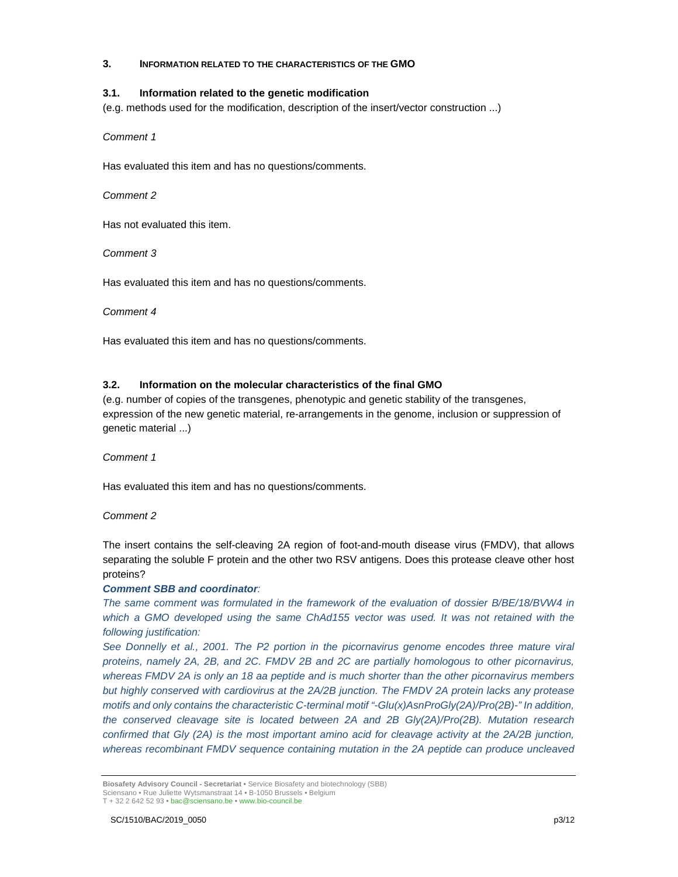## 3. Information related to the characteristics of the GMO

### 3.1. Information related to the genetic modification

(e.g. methods used for the modification, description of the insert/vector construction ...)

*Comment 1*

Has evaluated this item and has no questions/comments.

*Comment 2*

Has not evaluated this item.

*Comment 3*

Has evaluated this item and has no questions/comments.

*Comment 4*

Has evaluated this item and has no questions/comments.

### 3.2. Information on the molecular characteristics of the final GMO

(e.g. number of copies of the transgenes, phenotypic and genetic stability of the transgenes, expression of the new genetic material, re-arrangements in the genome, inclusion or suppression of genetic material ...)

*Comment 1*

Has evaluated this item and has no questions/comments.

*Comment 2*

The insert contains the self-cleaving 2A region of foot-and-mouth disease virus (FMDV), that allows separating the soluble F protein and the other two RSV antigens. Does this protease cleave other host proteins?

***Comment SBB and coordinator**:*

*The same comment was formulated in the framework of the evaluation of dossier B/BE/18/BVW4 in which a GMO developed using the same ChAd155 vector was used. It was not retained with the following justification:*

*See Donnelly et al., 2001. The P2 portion in the picornavirus genome encodes three mature viral proteins, namely 2A, 2B, and 2C. FMDV 2B and 2C are partially homologous to other picornavirus, whereas FMDV 2A is only an 18 aa peptide and is much shorter than the other picornavirus members but highly conserved with cardiovirus at the 2A/2B junction. The FMDV 2A protein lacks any protease motifs and only contains the characteristic C-terminal motif "-Glu(x)AsnProGly(2A)/Pro(2B)-" In addition, the conserved cleavage site is located between 2A and 2B Gly(2A)/Pro(2B). Mutation research confirmed that Gly (2A) is the most important amino acid for cleavage activity at the 2A/2B junction, whereas recombinant FMDV sequence containing mutation in the 2A peptide can produce uncleaved*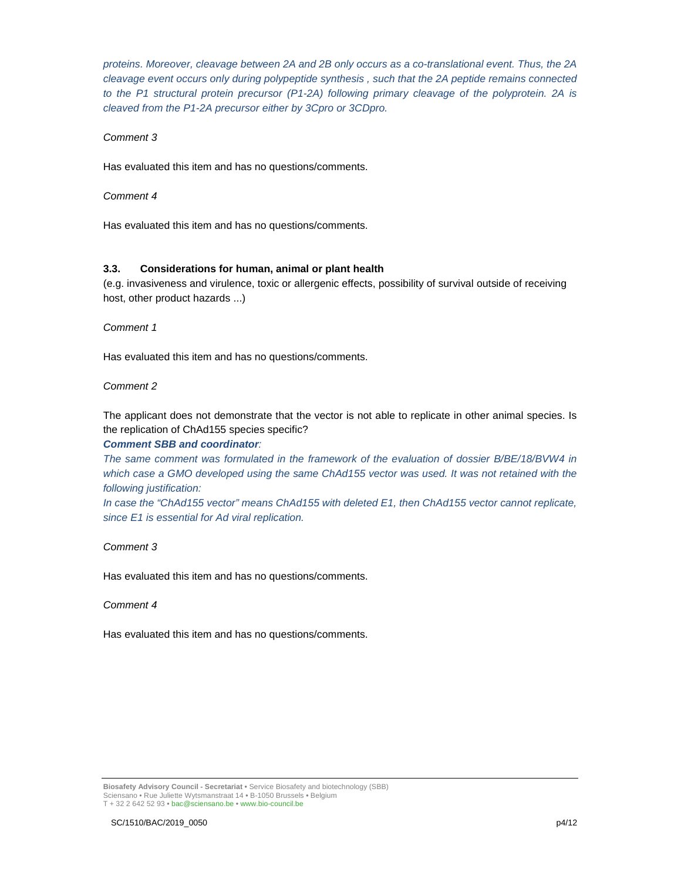*proteins. Moreover, cleavage between 2A and 2B only occurs as a co-translational event. Thus, the 2A cleavage event occurs only during polypeptide synthesis , such that the 2A peptide remains connected to the P1 structural protein precursor (P1-2A) following primary cleavage of the polyprotein. 2A is cleaved from the P1-2A precursor either by 3Cpro or 3CDpro.*

*Comment 3*

Has evaluated this item and has no questions/comments.

*Comment 4*

Has evaluated this item and has no questions/comments.

### 3.3. Considerations for human, animal or plant health

(e.g. invasiveness and virulence, toxic or allergenic effects, possibility of survival outside of receiving host, other product hazards ...)

*Comment 1*

Has evaluated this item and has no questions/comments.

*Comment 2*

The applicant does not demonstrate that the vector is not able to replicate in other animal species. Is the replication of ChAd155 species specific?

***Comment SBB and coordinator**:*

*The same comment was formulated in the framework of the evaluation of dossier B/BE/18/BVW4 in which case a GMO developed using the same ChAd155 vector was used. It was not retained with the following justification:*

*In case the "ChAd155 vector" means ChAd155 with deleted E1, then ChAd155 vector cannot replicate, since E1 is essential for Ad viral replication.*

*Comment 3*

Has evaluated this item and has no questions/comments.

*Comment 4*

Has evaluated this item and has no questions/comments.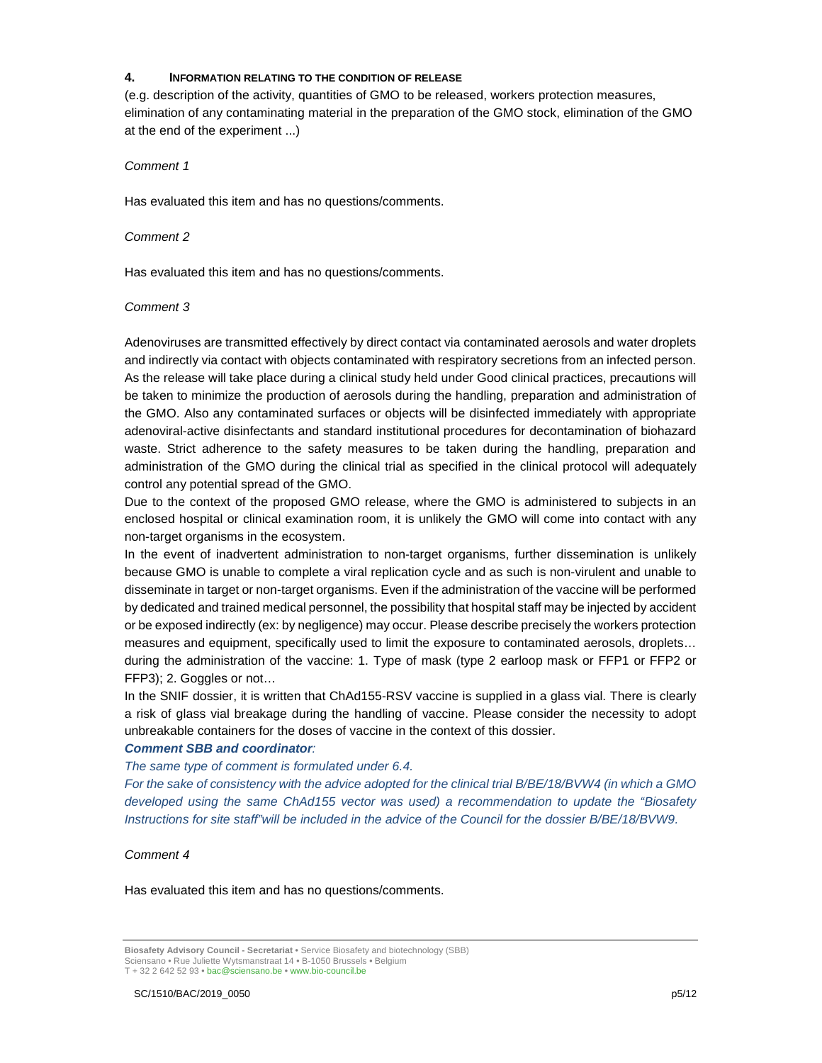## 4. Information relating to the condition of release

(e.g. description of the activity, quantities of GMO to be released, workers protection measures, elimination of any contaminating material in the preparation of the GMO stock, elimination of the GMO at the end of the experiment ...)

*Comment 1*

Has evaluated this item and has no questions/comments.

*Comment 2*

Has evaluated this item and has no questions/comments.

*Comment 3*

Adenoviruses are transmitted effectively by direct contact via contaminated aerosols and water droplets and indirectly via contact with objects contaminated with respiratory secretions from an infected person. As the release will take place during a clinical study held under Good clinical practices, precautions will be taken to minimize the production of aerosols during the handling, preparation and administration of the GMO. Also any contaminated surfaces or objects will be disinfected immediately with appropriate adenoviral-active disinfectants and standard institutional procedures for decontamination of biohazard waste. Strict adherence to the safety measures to be taken during the handling, preparation and administration of the GMO during the clinical trial as specified in the clinical protocol will adequately control any potential spread of the GMO.

Due to the context of the proposed GMO release, where the GMO is administered to subjects in an enclosed hospital or clinical examination room, it is unlikely the GMO will come into contact with any non-target organisms in the ecosystem.

In the event of inadvertent administration to non-target organisms, further dissemination is unlikely because GMO is unable to complete a viral replication cycle and as such is non-virulent and unable to disseminate in target or non-target organisms. Even if the administration of the vaccine will be performed by dedicated and trained medical personnel, the possibility that hospital staff may be injected by accident or be exposed indirectly (ex: by negligence) may occur. Please describe precisely the workers protection measures and equipment, specifically used to limit the exposure to contaminated aerosols, droplets… during the administration of the vaccine: 1. Type of mask (type 2 earloop mask or FFP1 or FFP2 or FFP3); 2. Goggles or not…

In the SNIF dossier, it is written that ChAd155-RSV vaccine is supplied in a glass vial. There is clearly a risk of glass vial breakage during the handling of vaccine. Please consider the necessity to adopt unbreakable containers for the doses of vaccine in the context of this dossier.

***Comment SBB and coordinator:***

*The same type of comment is formulated under 6.4.*

*For the sake of consistency with the advice adopted for the clinical trial B/BE/18/BVW4 (in which a GMO developed using the same ChAd155 vector was used) a recommendation to update the "Biosafety Instructions for site staff"will be included in the advice of the Council for the dossier B/BE/18/BVW9.*

*Comment 4*

Has evaluated this item and has no questions/comments.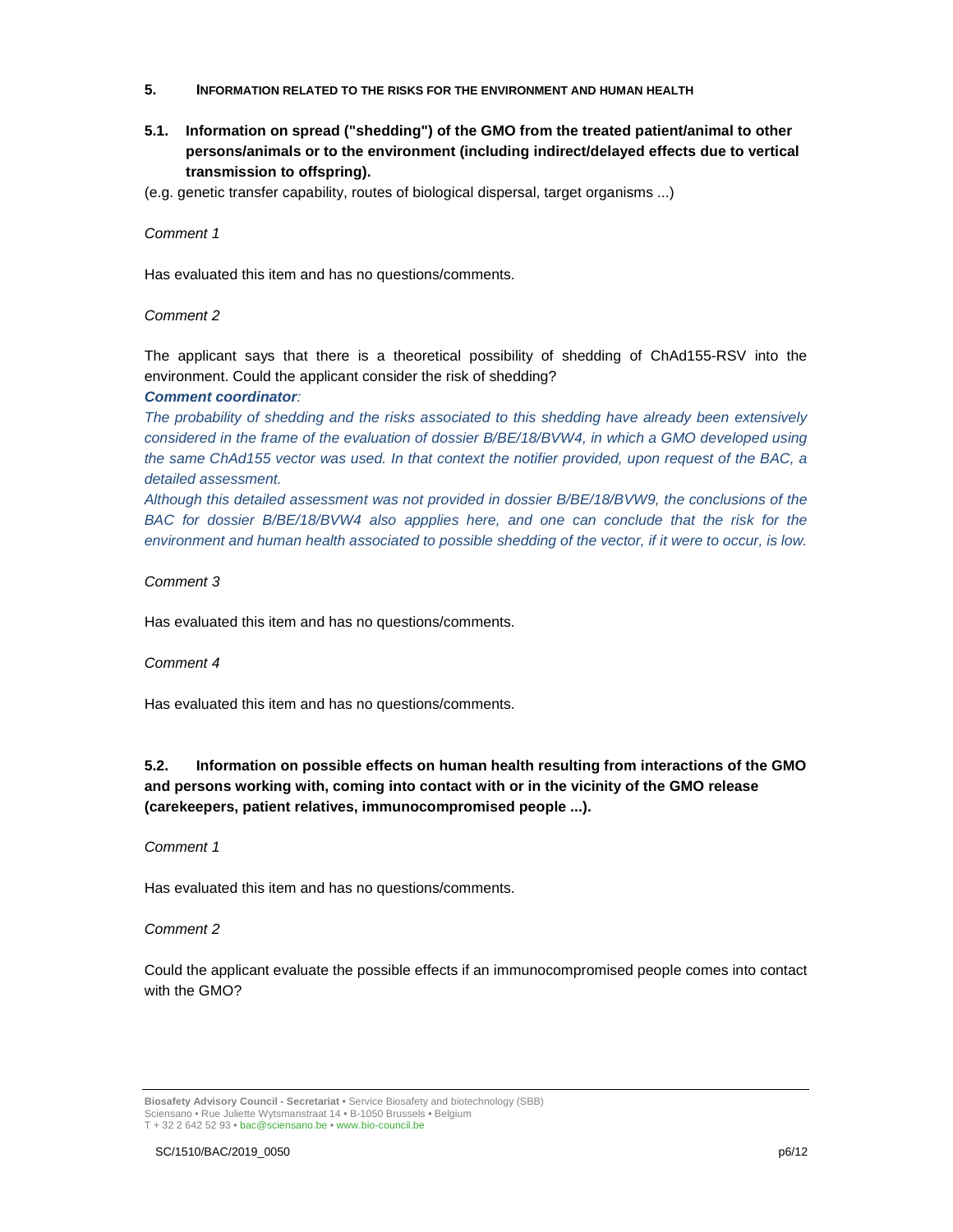## 5. INFORMATION RELATED TO THE RISKS FOR THE ENVIRONMENT AND HUMAN HEALTH

### 5.1. Information on spread ("shedding") of the GMO from the treated patient/animal to other persons/animals or to the environment (including indirect/delayed effects due to vertical transmission to offspring).

(e.g. genetic transfer capability, routes of biological dispersal, target organisms ...)

*Comment 1*

Has evaluated this item and has no questions/comments.

*Comment 2*

The applicant says that there is a theoretical possibility of shedding of ChAd155-RSV into the environment. Could the applicant consider the risk of shedding?

***Comment coordinator**:*

*The probability of shedding and the risks associated to this shedding have already been extensively considered in the frame of the evaluation of dossier B/BE/18/BVW4, in which a GMO developed using the same ChAd155 vector was used. In that context the notifier provided, upon request of the BAC, a detailed assessment.*

*Although this detailed assessment was not provided in dossier B/BE/18/BVW9, the conclusions of the BAC for dossier B/BE/18/BVW4 also appplies here, and one can conclude that the risk for the environment and human health associated to possible shedding of the vector, if it were to occur, is low.*

*Comment 3*

Has evaluated this item and has no questions/comments.

*Comment 4*

Has evaluated this item and has no questions/comments.

### 5.2. Information on possible effects on human health resulting from interactions of the GMO and persons working with, coming into contact with or in the vicinity of the GMO release (carekeepers, patient relatives, immunocompromised people ...).

*Comment 1*

Has evaluated this item and has no questions/comments.

*Comment 2*

Could the applicant evaluate the possible effects if an immunocompromised people comes into contact with the GMO?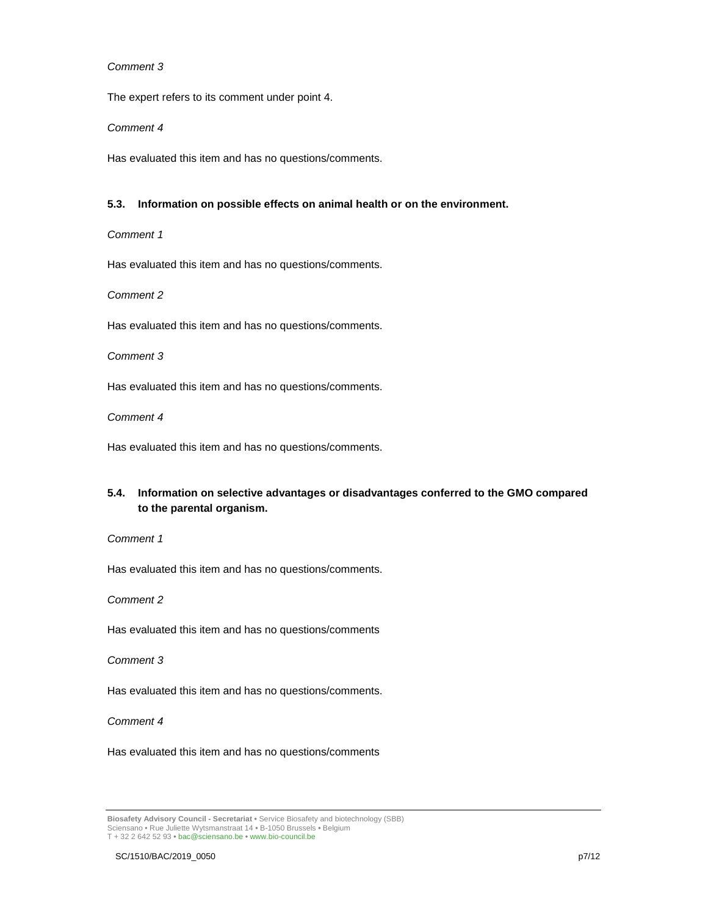*Comment 3*

The expert refers to its comment under point 4.

*Comment 4*

Has evaluated this item and has no questions/comments.

### 5.3. Information on possible effects on animal health or on the environment.

*Comment 1*

Has evaluated this item and has no questions/comments.

*Comment 2*

Has evaluated this item and has no questions/comments.

*Comment 3*

Has evaluated this item and has no questions/comments.

*Comment 4*

Has evaluated this item and has no questions/comments.

### 5.4. Information on selective advantages or disadvantages conferred to the GMO compared to the parental organism.

*Comment 1*

Has evaluated this item and has no questions/comments.

*Comment 2*

Has evaluated this item and has no questions/comments

*Comment 3*

Has evaluated this item and has no questions/comments.

*Comment 4*

Has evaluated this item and has no questions/comments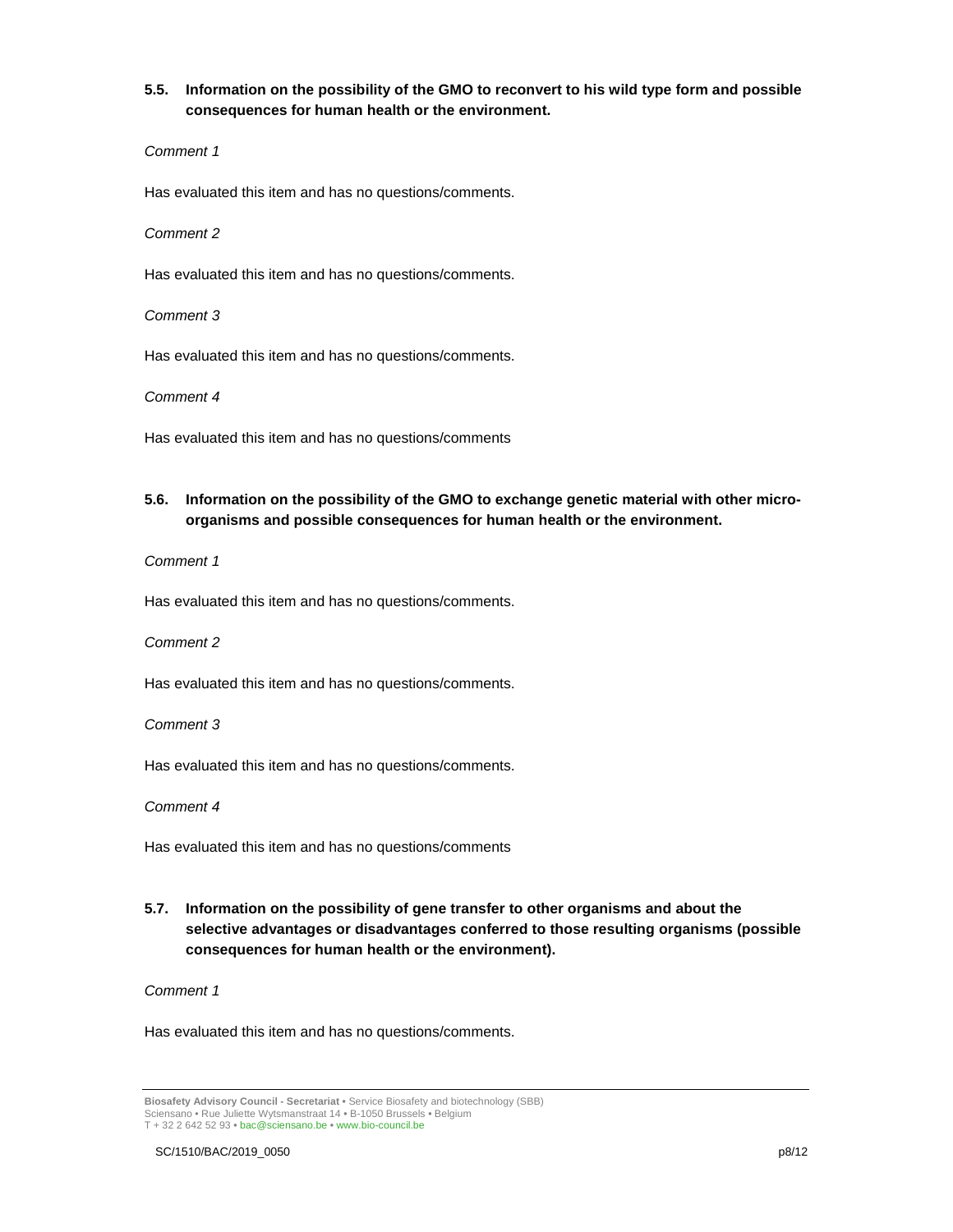### 5.5. Information on the possibility of the GMO to reconvert to his wild type form and possible consequences for human health or the environment.

*Comment 1*

Has evaluated this item and has no questions/comments.

*Comment 2*

Has evaluated this item and has no questions/comments.

*Comment 3*

Has evaluated this item and has no questions/comments.

*Comment 4*

Has evaluated this item and has no questions/comments

### 5.6. Information on the possibility of the GMO to exchange genetic material with other micro-organisms and possible consequences for human health or the environment.

*Comment 1*

Has evaluated this item and has no questions/comments.

*Comment 2*

Has evaluated this item and has no questions/comments.

*Comment 3*

Has evaluated this item and has no questions/comments.

*Comment 4*

Has evaluated this item and has no questions/comments

### 5.7. Information on the possibility of gene transfer to other organisms and about the selective advantages or disadvantages conferred to those resulting organisms (possible consequences for human health or the environment).

*Comment 1*

Has evaluated this item and has no questions/comments.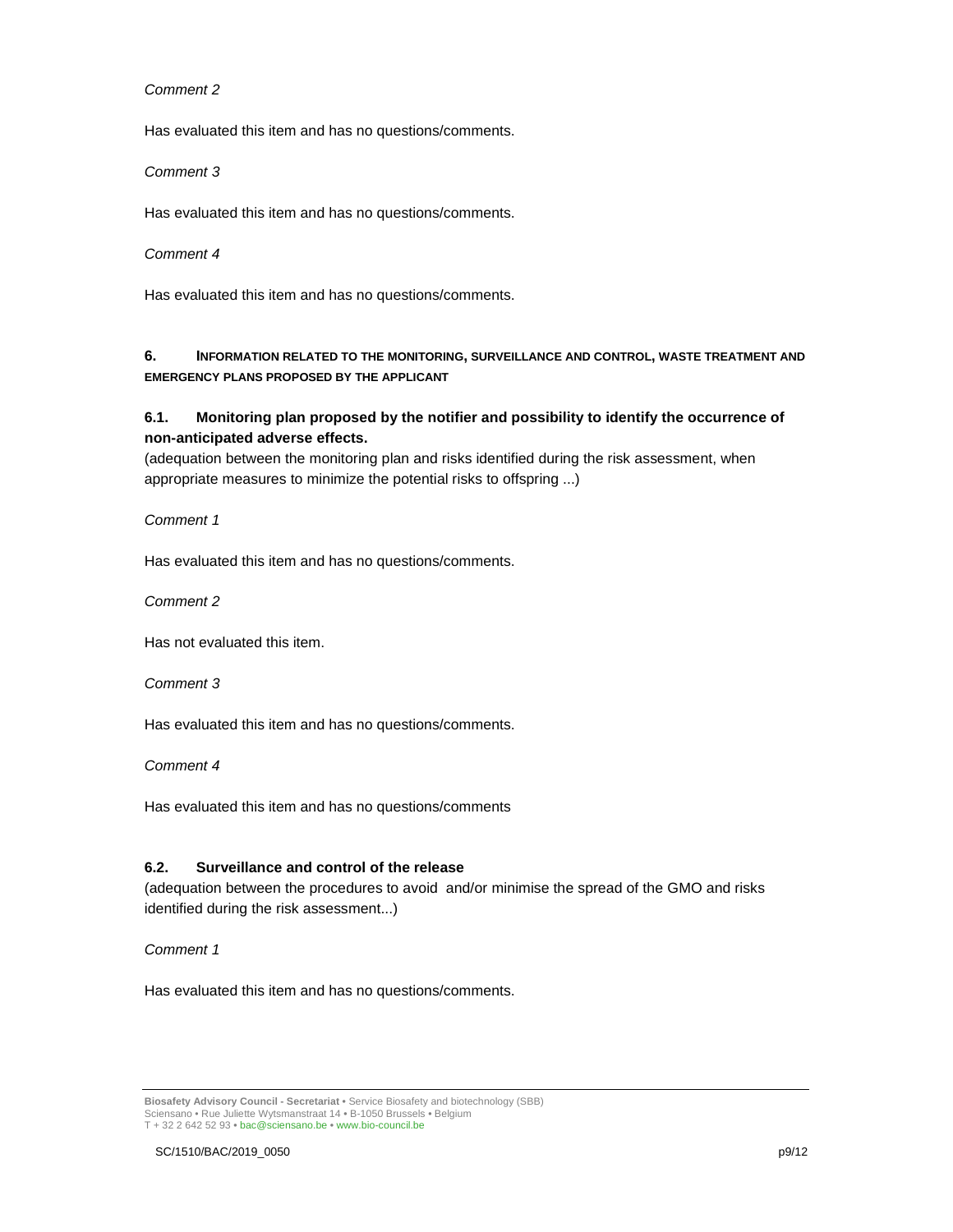*Comment 2*

Has evaluated this item and has no questions/comments.

*Comment 3*

Has evaluated this item and has no questions/comments.

*Comment 4*

Has evaluated this item and has no questions/comments.

## 6. INFORMATION RELATED TO THE MONITORING, SURVEILLANCE AND CONTROL, WASTE TREATMENT AND EMERGENCY PLANS PROPOSED BY THE APPLICANT

### 6.1. Monitoring plan proposed by the notifier and possibility to identify the occurrence of non-anticipated adverse effects.

(adequation between the monitoring plan and risks identified during the risk assessment, when appropriate measures to minimize the potential risks to offspring ...)

*Comment 1*

Has evaluated this item and has no questions/comments.

*Comment 2*

Has not evaluated this item.

*Comment 3*

Has evaluated this item and has no questions/comments.

*Comment 4*

Has evaluated this item and has no questions/comments

### 6.2. Surveillance and control of the release

(adequation between the procedures to avoid and/or minimise the spread of the GMO and risks identified during the risk assessment...)

*Comment 1*

Has evaluated this item and has no questions/comments.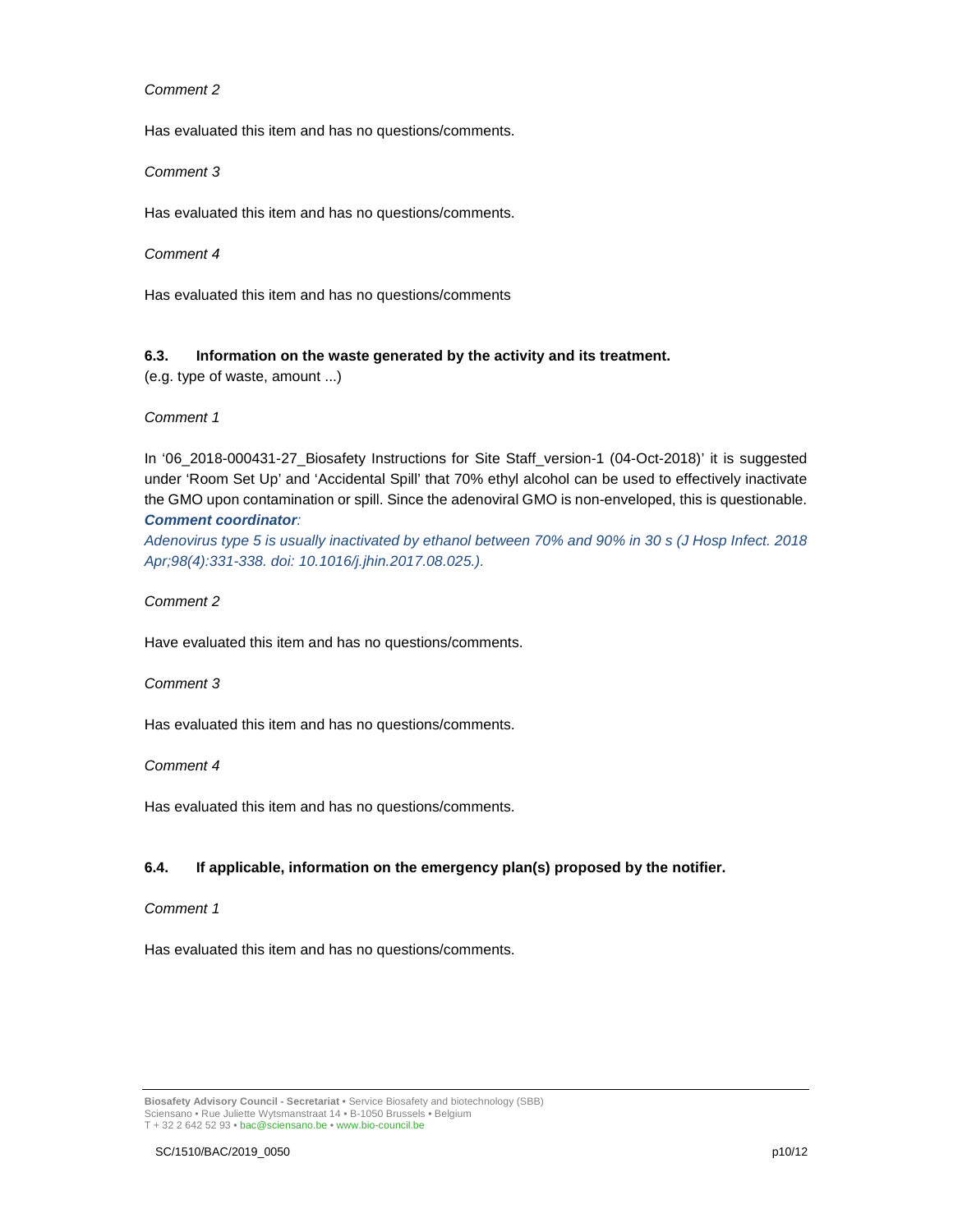*Comment 2*

Has evaluated this item and has no questions/comments.

*Comment 3*

Has evaluated this item and has no questions/comments.

*Comment 4*

Has evaluated this item and has no questions/comments

### 6.3. Information on the waste generated by the activity and its treatment.

(e.g. type of waste, amount ...)

*Comment 1*

In '06_2018-000431-27_Biosafety Instructions for Site Staff_version-1 (04-Oct-2018)' it is suggested under 'Room Set Up' and 'Accidental Spill' that 70% ethyl alcohol can be used to effectively inactivate the GMO upon contamination or spill. Since the adenoviral GMO is non-enveloped, this is questionable.

***Comment coordinator**:*

*Adenovirus type 5 is usually inactivated by ethanol between 70% and 90% in 30 s (J Hosp Infect. 2018 Apr;98(4):331-338. doi: 10.1016/j.jhin.2017.08.025.).*

*Comment 2*

Have evaluated this item and has no questions/comments.

*Comment 3*

Has evaluated this item and has no questions/comments.

*Comment 4*

Has evaluated this item and has no questions/comments.

### 6.4. If applicable, information on the emergency plan(s) proposed by the notifier.

*Comment 1*

Has evaluated this item and has no questions/comments.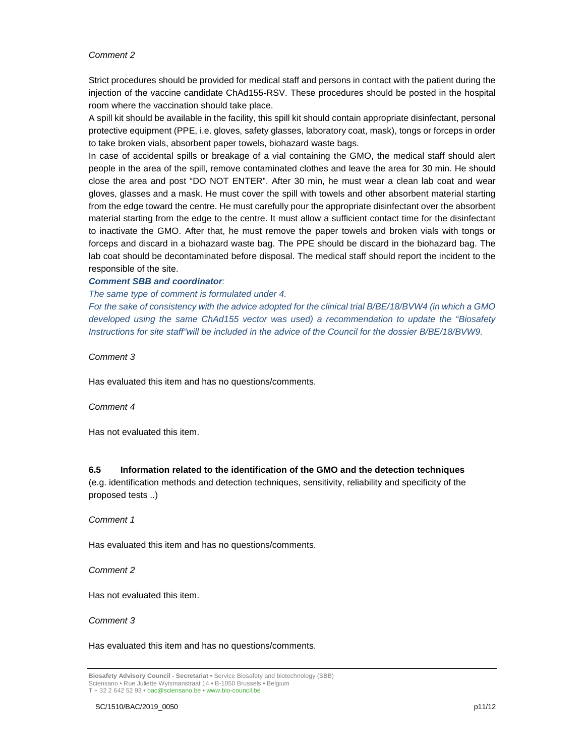*Comment 2*

Strict procedures should be provided for medical staff and persons in contact with the patient during the injection of the vaccine candidate ChAd155-RSV. These procedures should be posted in the hospital room where the vaccination should take place.

A spill kit should be available in the facility, this spill kit should contain appropriate disinfectant, personal protective equipment (PPE, i.e. gloves, safety glasses, laboratory coat, mask), tongs or forceps in order to take broken vials, absorbent paper towels, biohazard waste bags.

In case of accidental spills or breakage of a vial containing the GMO, the medical staff should alert people in the area of the spill, remove contaminated clothes and leave the area for 30 min. He should close the area and post "DO NOT ENTER". After 30 min, he must wear a clean lab coat and wear gloves, glasses and a mask. He must cover the spill with towels and other absorbent material starting from the edge toward the centre. He must carefully pour the appropriate disinfectant over the absorbent material starting from the edge to the centre. It must allow a sufficient contact time for the disinfectant to inactivate the GMO. After that, he must remove the paper towels and broken vials with tongs or forceps and discard in a biohazard waste bag. The PPE should be discard in the biohazard bag. The lab coat should be decontaminated before disposal. The medical staff should report the incident to the responsible of the site.

***Comment SBB and coordinator**:*

*The same type of comment is formulated under 4.*

*For the sake of consistency with the advice adopted for the clinical trial B/BE/18/BVW4 (in which a GMO developed using the same ChAd155 vector was used) a recommendation to update the "Biosafety Instructions for site staff"will be included in the advice of the Council for the dossier B/BE/18/BVW9.*

*Comment 3*

Has evaluated this item and has no questions/comments.

*Comment 4*

Has not evaluated this item.

### 6.5 Information related to the identification of the GMO and the detection techniques

(e.g. identification methods and detection techniques, sensitivity, reliability and specificity of the proposed tests ..)

*Comment 1*

Has evaluated this item and has no questions/comments.

*Comment 2*

Has not evaluated this item.

*Comment 3*

Has evaluated this item and has no questions/comments.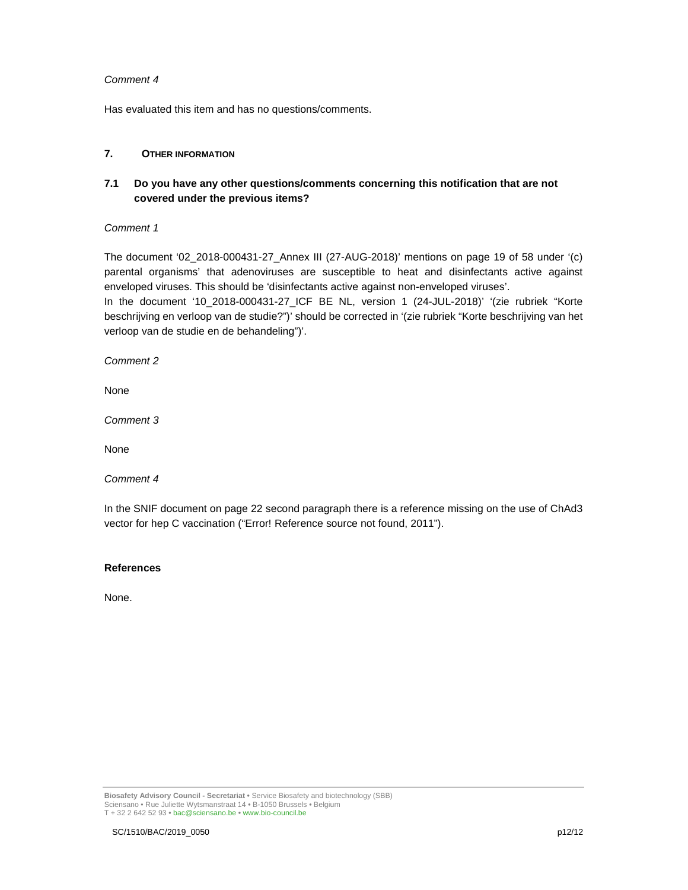*Comment 4*

Has evaluated this item and has no questions/comments.

## 7. OTHER INFORMATION

### 7.1 Do you have any other questions/comments concerning this notification that are not covered under the previous items?

*Comment 1*

The document '02_2018-000431-27_Annex III (27-AUG-2018)' mentions on page 19 of 58 under '(c) parental organisms' that adenoviruses are susceptible to heat and disinfectants active against enveloped viruses. This should be 'disinfectants active against non-enveloped viruses'.
In the document '10_2018-000431-27_ICF BE NL, version 1 (24-JUL-2018)' '(zie rubriek "Korte beschrijving en verloop van de studie?")' should be corrected in '(zie rubriek "Korte beschrijving van het verloop van de studie en de behandeling")'.

*Comment 2*

None

*Comment 3*

None

*Comment 4*

In the SNIF document on page 22 second paragraph there is a reference missing on the use of ChAd3 vector for hep C vaccination ("Error! Reference source not found, 2011").

**References**

None.